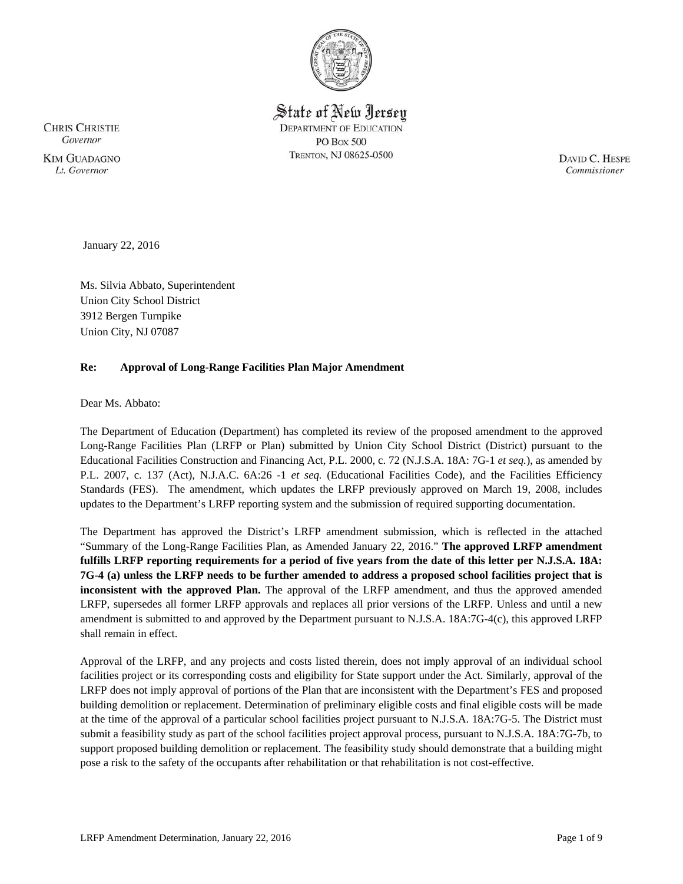State of New Jersey
DEPARTMENT OF EDUCATION
PO BOX 500
TRENTON, NJ 08625-0500

CHRIS CHRISTIE
*Governor*

KIM GUADAGNO
*Lt. Governor*

DAVID C. HESPE
*Commissioner*

January 22, 2016

Ms. Silvia Abbato, Superintendent
Union City School District
3912 Bergen Turnpike
Union City, NJ 07087

**Re: Approval of Long-Range Facilities Plan Major Amendment**

Dear Ms. Abbato:

The Department of Education (Department) has completed its review of the proposed amendment to the approved Long-Range Facilities Plan (LRFP or Plan) submitted by Union City School District (District) pursuant to the Educational Facilities Construction and Financing Act, P.L. 2000, c. 72 (N.J.S.A. 18A: 7G-1 *et seq.*), as amended by P.L. 2007, c. 137 (Act), N.J.A.C. 6A:26 -1 *et seq.* (Educational Facilities Code), and the Facilities Efficiency Standards (FES). The amendment, which updates the LRFP previously approved on March 19, 2008, includes updates to the Department's LRFP reporting system and the submission of required supporting documentation.

The Department has approved the District's LRFP amendment submission, which is reflected in the attached "Summary of the Long-Range Facilities Plan, as Amended January 22, 2016." **The approved LRFP amendment fulfills LRFP reporting requirements for a period of five years from the date of this letter per N.J.S.A. 18A: 7G-4 (a) unless the LRFP needs to be further amended to address a proposed school facilities project that is inconsistent with the approved Plan.** The approval of the LRFP amendment, and thus the approved amended LRFP, supersedes all former LRFP approvals and replaces all prior versions of the LRFP. Unless and until a new amendment is submitted to and approved by the Department pursuant to N.J.S.A. 18A:7G-4(c), this approved LRFP shall remain in effect.

Approval of the LRFP, and any projects and costs listed therein, does not imply approval of an individual school facilities project or its corresponding costs and eligibility for State support under the Act. Similarly, approval of the LRFP does not imply approval of portions of the Plan that are inconsistent with the Department's FES and proposed building demolition or replacement. Determination of preliminary eligible costs and final eligible costs will be made at the time of the approval of a particular school facilities project pursuant to N.J.S.A. 18A:7G-5. The District must submit a feasibility study as part of the school facilities project approval process, pursuant to N.J.S.A. 18A:7G-7b, to support proposed building demolition or replacement. The feasibility study should demonstrate that a building might pose a risk to the safety of the occupants after rehabilitation or that rehabilitation is not cost-effective.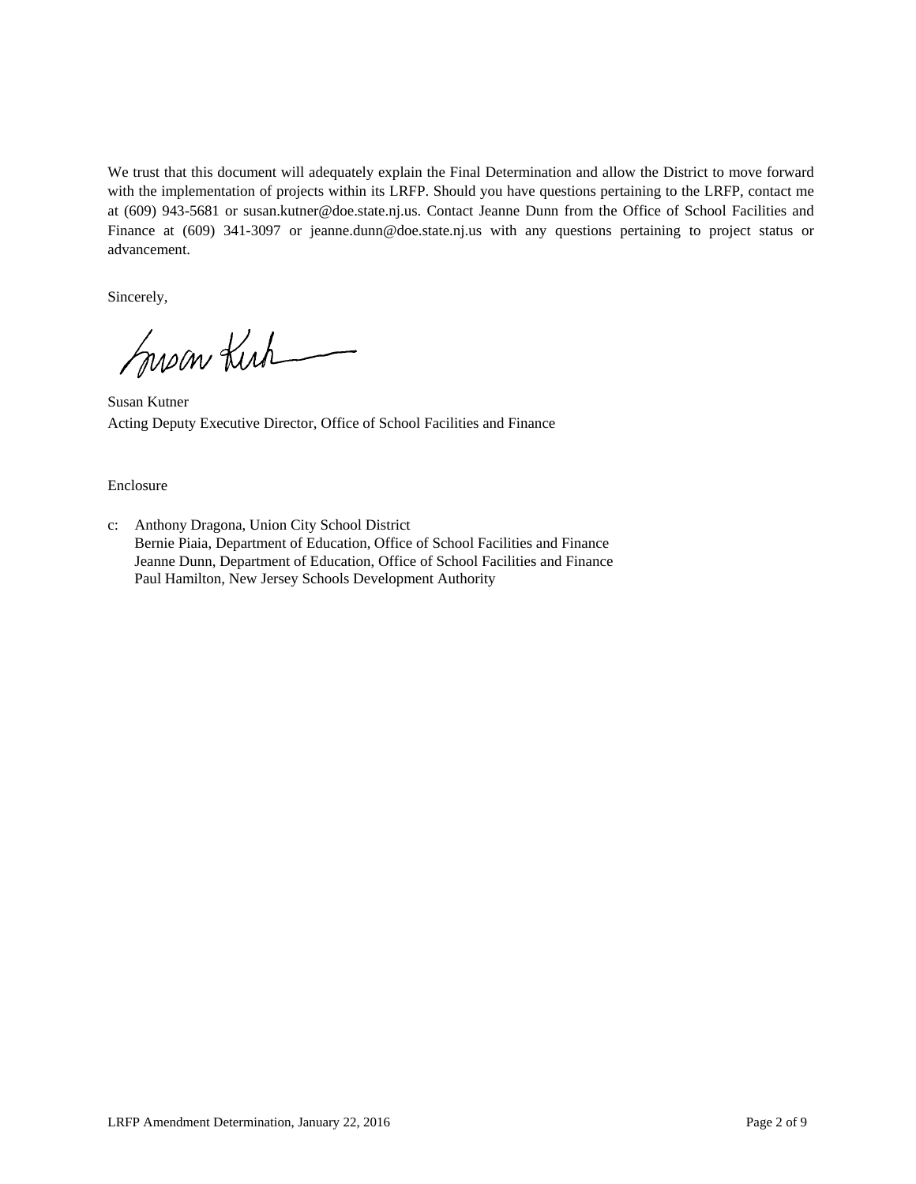We trust that this document will adequately explain the Final Determination and allow the District to move forward with the implementation of projects within its LRFP. Should you have questions pertaining to the LRFP, contact me at (609) 943-5681 or susan.kutner@doe.state.nj.us. Contact Jeanne Dunn from the Office of School Facilities and Finance at (609) 341-3097 or jeanne.dunn@doe.state.nj.us with any questions pertaining to project status or advancement.

Sincerely,

Susan Kutner
Acting Deputy Executive Director, Office of School Facilities and Finance

Enclosure

c: Anthony Dragona, Union City School District
Bernie Piaia, Department of Education, Office of School Facilities and Finance
Jeanne Dunn, Department of Education, Office of School Facilities and Finance
Paul Hamilton, New Jersey Schools Development Authority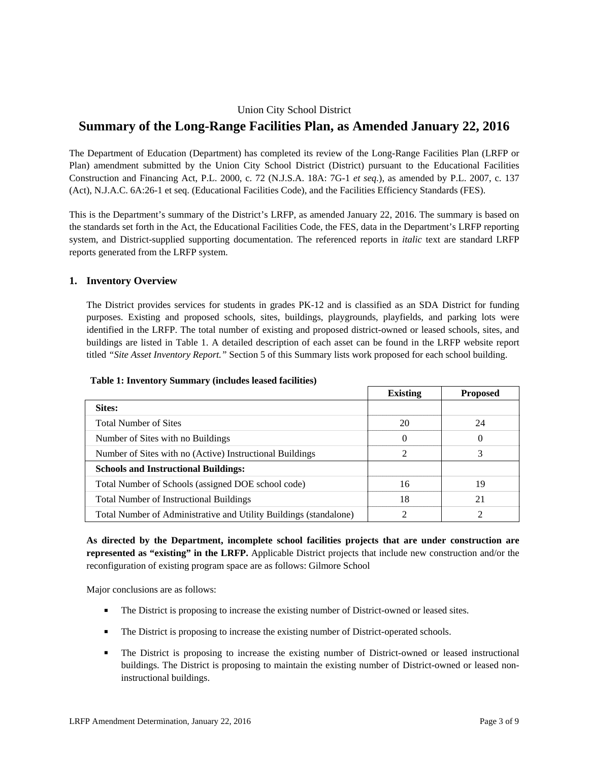Union City School District

# Summary of the Long-Range Facilities Plan, as Amended January 22, 2016

The Department of Education (Department) has completed its review of the Long-Range Facilities Plan (LRFP or Plan) amendment submitted by the Union City School District (District) pursuant to the Educational Facilities Construction and Financing Act, P.L. 2000, c. 72 (N.J.S.A. 18A: 7G-1 *et seq.*), as amended by P.L. 2007, c. 137 (Act), N.J.A.C. 6A:26-1 et seq. (Educational Facilities Code), and the Facilities Efficiency Standards (FES).

This is the Department's summary of the District's LRFP, as amended January 22, 2016. The summary is based on the standards set forth in the Act, the Educational Facilities Code, the FES, data in the Department's LRFP reporting system, and District-supplied supporting documentation. The referenced reports in *italic* text are standard LRFP reports generated from the LRFP system.

## 1. Inventory Overview

The District provides services for students in grades PK-12 and is classified as an SDA District for funding purposes. Existing and proposed schools, sites, buildings, playgrounds, playfields, and parking lots were identified in the LRFP. The total number of existing and proposed district-owned or leased schools, sites, and buildings are listed in Table 1. A detailed description of each asset can be found in the LRFP website report titled *"Site Asset Inventory Report."* Section 5 of this Summary lists work proposed for each school building.

**Table 1: Inventory Summary (includes leased facilities)**

| | Existing | Proposed |
|---|---|---|
| **Sites:** | | |
| Total Number of Sites | 20 | 24 |
| Number of Sites with no Buildings | 0 | 0 |
| Number of Sites with no (Active) Instructional Buildings | 2 | 3 |
| **Schools and Instructional Buildings:** | | |
| Total Number of Schools (assigned DOE school code) | 16 | 19 |
| Total Number of Instructional Buildings | 18 | 21 |
| Total Number of Administrative and Utility Buildings (standalone) | 2 | 2 |

**As directed by the Department, incomplete school facilities projects that are under construction are represented as "existing" in the LRFP.** Applicable District projects that include new construction and/or the reconfiguration of existing program space are as follows: Gilmore School

Major conclusions are as follows:

- The District is proposing to increase the existing number of District-owned or leased sites.
- The District is proposing to increase the existing number of District-operated schools.
- The District is proposing to increase the existing number of District-owned or leased instructional buildings. The District is proposing to maintain the existing number of District-owned or leased non-instructional buildings.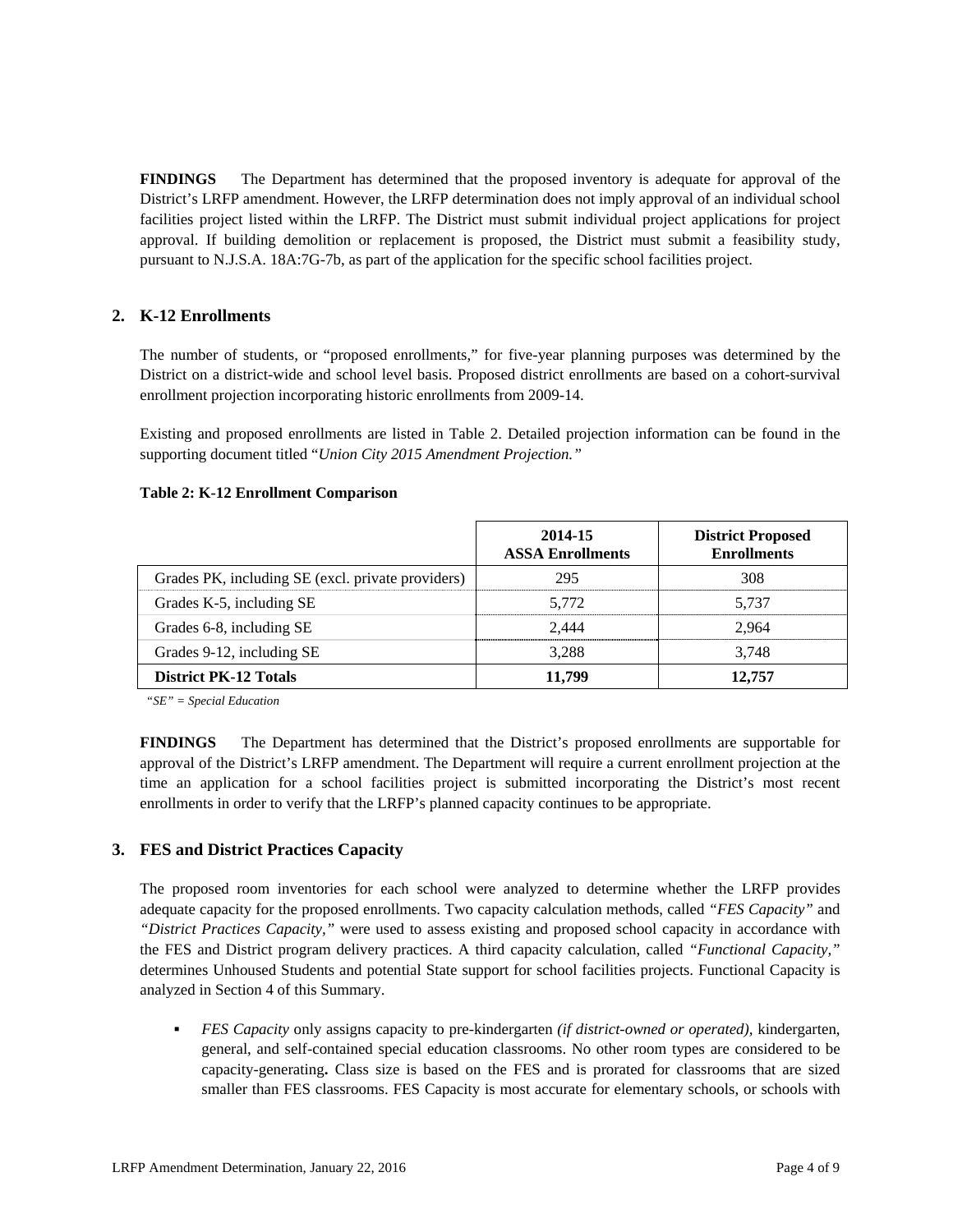**FINDINGS** The Department has determined that the proposed inventory is adequate for approval of the District's LRFP amendment. However, the LRFP determination does not imply approval of an individual school facilities project listed within the LRFP. The District must submit individual project applications for project approval. If building demolition or replacement is proposed, the District must submit a feasibility study, pursuant to N.J.S.A. 18A:7G-7b, as part of the application for the specific school facilities project.

## 2. K-12 Enrollments

The number of students, or "proposed enrollments," for five-year planning purposes was determined by the District on a district-wide and school level basis. Proposed district enrollments are based on a cohort-survival enrollment projection incorporating historic enrollments from 2009-14.

Existing and proposed enrollments are listed in Table 2. Detailed projection information can be found in the supporting document titled "*Union City 2015 Amendment Projection.*"

**Table 2: K-12 Enrollment Comparison**

| | 2014-15 ASSA Enrollments | District Proposed Enrollments |
|---|---|---|
| Grades PK, including SE (excl. private providers) | 295 | 308 |
| Grades K-5, including SE | 5,772 | 5,737 |
| Grades 6-8, including SE | 2,444 | 2,964 |
| Grades 9-12, including SE | 3,288 | 3,748 |
| **District PK-12 Totals** | **11,799** | **12,757** |

*"SE" = Special Education*

**FINDINGS** The Department has determined that the District's proposed enrollments are supportable for approval of the District's LRFP amendment. The Department will require a current enrollment projection at the time an application for a school facilities project is submitted incorporating the District's most recent enrollments in order to verify that the LRFP's planned capacity continues to be appropriate.

## 3. FES and District Practices Capacity

The proposed room inventories for each school were analyzed to determine whether the LRFP provides adequate capacity for the proposed enrollments. Two capacity calculation methods, called *"FES Capacity"* and *"District Practices Capacity,"* were used to assess existing and proposed school capacity in accordance with the FES and District program delivery practices. A third capacity calculation, called *"Functional Capacity,"* determines Unhoused Students and potential State support for school facilities projects. Functional Capacity is analyzed in Section 4 of this Summary.

- *FES Capacity* only assigns capacity to pre-kindergarten *(if district-owned or operated),* kindergarten, general, and self-contained special education classrooms. No other room types are considered to be capacity-generating**.** Class size is based on the FES and is prorated for classrooms that are sized smaller than FES classrooms. FES Capacity is most accurate for elementary schools, or schools with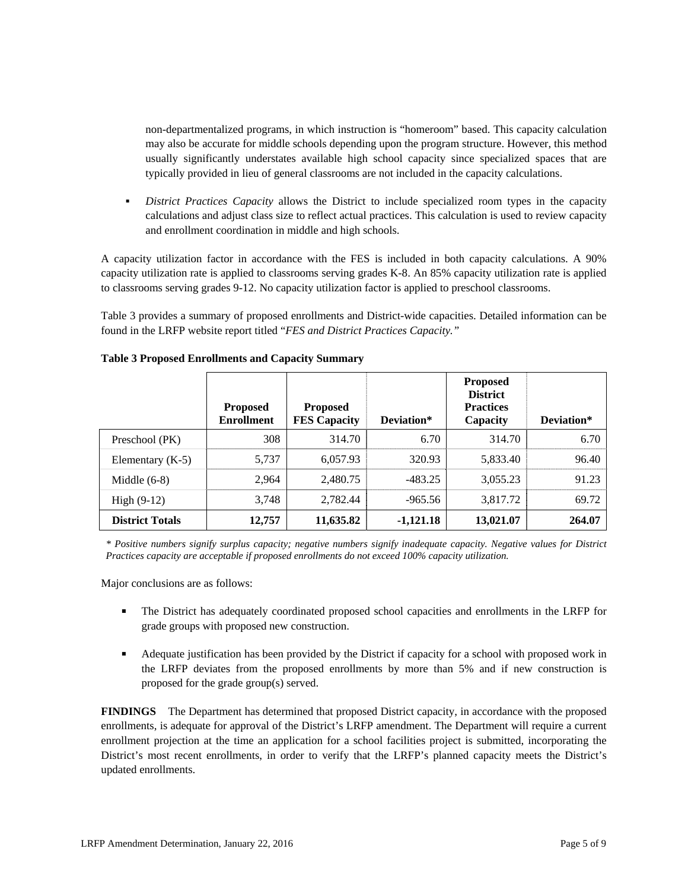non-departmentalized programs, in which instruction is "homeroom" based. This capacity calculation may also be accurate for middle schools depending upon the program structure. However, this method usually significantly understates available high school capacity since specialized spaces that are typically provided in lieu of general classrooms are not included in the capacity calculations.

- *District Practices Capacity* allows the District to include specialized room types in the capacity calculations and adjust class size to reflect actual practices. This calculation is used to review capacity and enrollment coordination in middle and high schools.

A capacity utilization factor in accordance with the FES is included in both capacity calculations. A 90% capacity utilization rate is applied to classrooms serving grades K-8. An 85% capacity utilization rate is applied to classrooms serving grades 9-12. No capacity utilization factor is applied to preschool classrooms.

Table 3 provides a summary of proposed enrollments and District-wide capacities. Detailed information can be found in the LRFP website report titled "*FES and District Practices Capacity.*"

**Table 3 Proposed Enrollments and Capacity Summary**

| | Proposed Enrollment | Proposed FES Capacity | Deviation* | Proposed District Practices Capacity | Deviation* |
|---|---|---|---|---|---|
| Preschool (PK) | 308 | 314.70 | 6.70 | 314.70 | 6.70 |
| Elementary (K-5) | 5,737 | 6,057.93 | 320.93 | 5,833.40 | 96.40 |
| Middle (6-8) | 2,964 | 2,480.75 | -483.25 | 3,055.23 | 91.23 |
| High (9-12) | 3,748 | 2,782.44 | -965.56 | 3,817.72 | 69.72 |
| **District Totals** | **12,757** | **11,635.82** | **-1,121.18** | **13,021.07** | **264.07** |

*\* Positive numbers signify surplus capacity; negative numbers signify inadequate capacity. Negative values for District Practices capacity are acceptable if proposed enrollments do not exceed 100% capacity utilization.*

Major conclusions are as follows:

- The District has adequately coordinated proposed school capacities and enrollments in the LRFP for grade groups with proposed new construction.
- Adequate justification has been provided by the District if capacity for a school with proposed work in the LRFP deviates from the proposed enrollments by more than 5% and if new construction is proposed for the grade group(s) served.

**FINDINGS** The Department has determined that proposed District capacity, in accordance with the proposed enrollments, is adequate for approval of the District's LRFP amendment. The Department will require a current enrollment projection at the time an application for a school facilities project is submitted, incorporating the District's most recent enrollments, in order to verify that the LRFP's planned capacity meets the District's updated enrollments.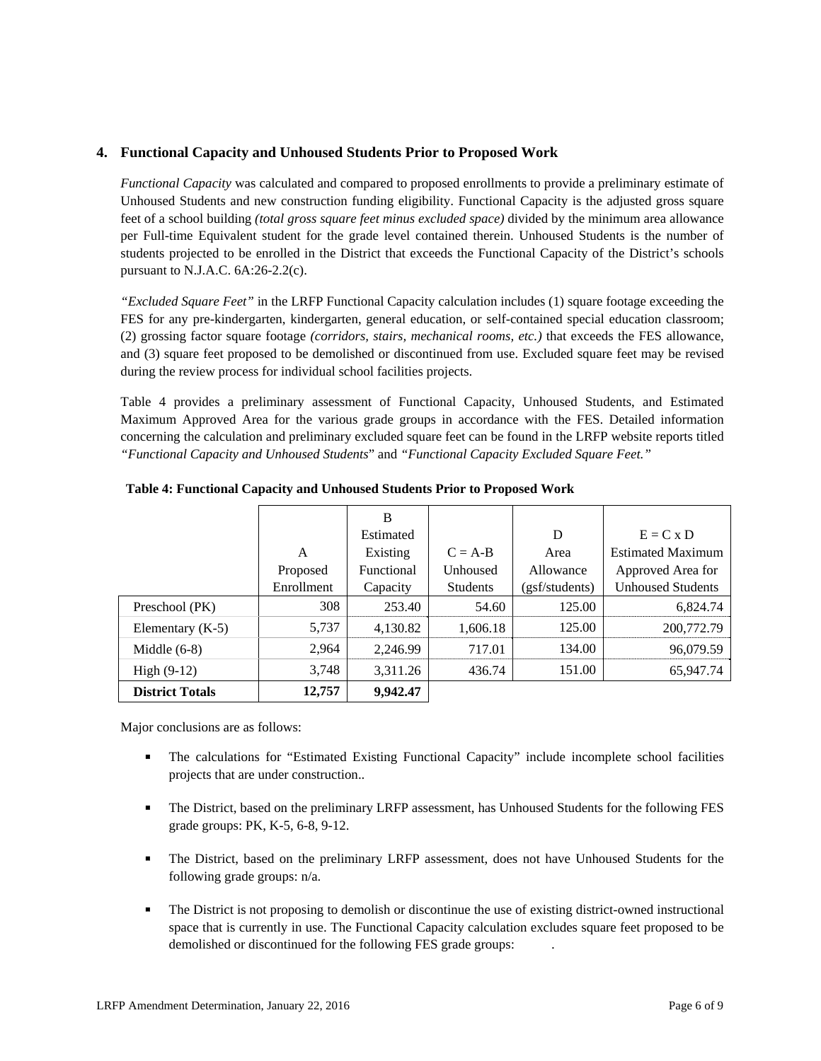## 4. Functional Capacity and Unhoused Students Prior to Proposed Work

*Functional Capacity* was calculated and compared to proposed enrollments to provide a preliminary estimate of Unhoused Students and new construction funding eligibility. Functional Capacity is the adjusted gross square feet of a school building *(total gross square feet minus excluded space)* divided by the minimum area allowance per Full-time Equivalent student for the grade level contained therein. Unhoused Students is the number of students projected to be enrolled in the District that exceeds the Functional Capacity of the District's schools pursuant to N.J.A.C. 6A:26-2.2(c).

*"Excluded Square Feet"* in the LRFP Functional Capacity calculation includes (1) square footage exceeding the FES for any pre-kindergarten, kindergarten, general education, or self-contained special education classroom; (2) grossing factor square footage *(corridors, stairs, mechanical rooms, etc.)* that exceeds the FES allowance, and (3) square feet proposed to be demolished or discontinued from use. Excluded square feet may be revised during the review process for individual school facilities projects.

Table 4 provides a preliminary assessment of Functional Capacity, Unhoused Students, and Estimated Maximum Approved Area for the various grade groups in accordance with the FES. Detailed information concerning the calculation and preliminary excluded square feet can be found in the LRFP website reports titled *"Functional Capacity and Unhoused Students"* and *"Functional Capacity Excluded Square Feet."*

**Table 4: Functional Capacity and Unhoused Students Prior to Proposed Work**

| | A Proposed Enrollment | B Estimated Existing Functional Capacity | C = A-B Unhoused Students | D Area Allowance (gsf/students) | E = C x D Estimated Maximum Approved Area for Unhoused Students |
|---|---|---|---|---|---|
| Preschool (PK) | 308 | 253.40 | 54.60 | 125.00 | 6,824.74 |
| Elementary (K-5) | 5,737 | 4,130.82 | 1,606.18 | 125.00 | 200,772.79 |
| Middle (6-8) | 2,964 | 2,246.99 | 717.01 | 134.00 | 96,079.59 |
| High (9-12) | 3,748 | 3,311.26 | 436.74 | 151.00 | 65,947.74 |
| **District Totals** | **12,757** | **9,942.47** | | | |

Major conclusions are as follows:

- The calculations for "Estimated Existing Functional Capacity" include incomplete school facilities projects that are under construction..
- The District, based on the preliminary LRFP assessment, has Unhoused Students for the following FES grade groups: PK, K-5, 6-8, 9-12.
- The District, based on the preliminary LRFP assessment, does not have Unhoused Students for the following grade groups: n/a.
- The District is not proposing to demolish or discontinue the use of existing district-owned instructional space that is currently in use. The Functional Capacity calculation excludes square feet proposed to be demolished or discontinued for the following FES grade groups: .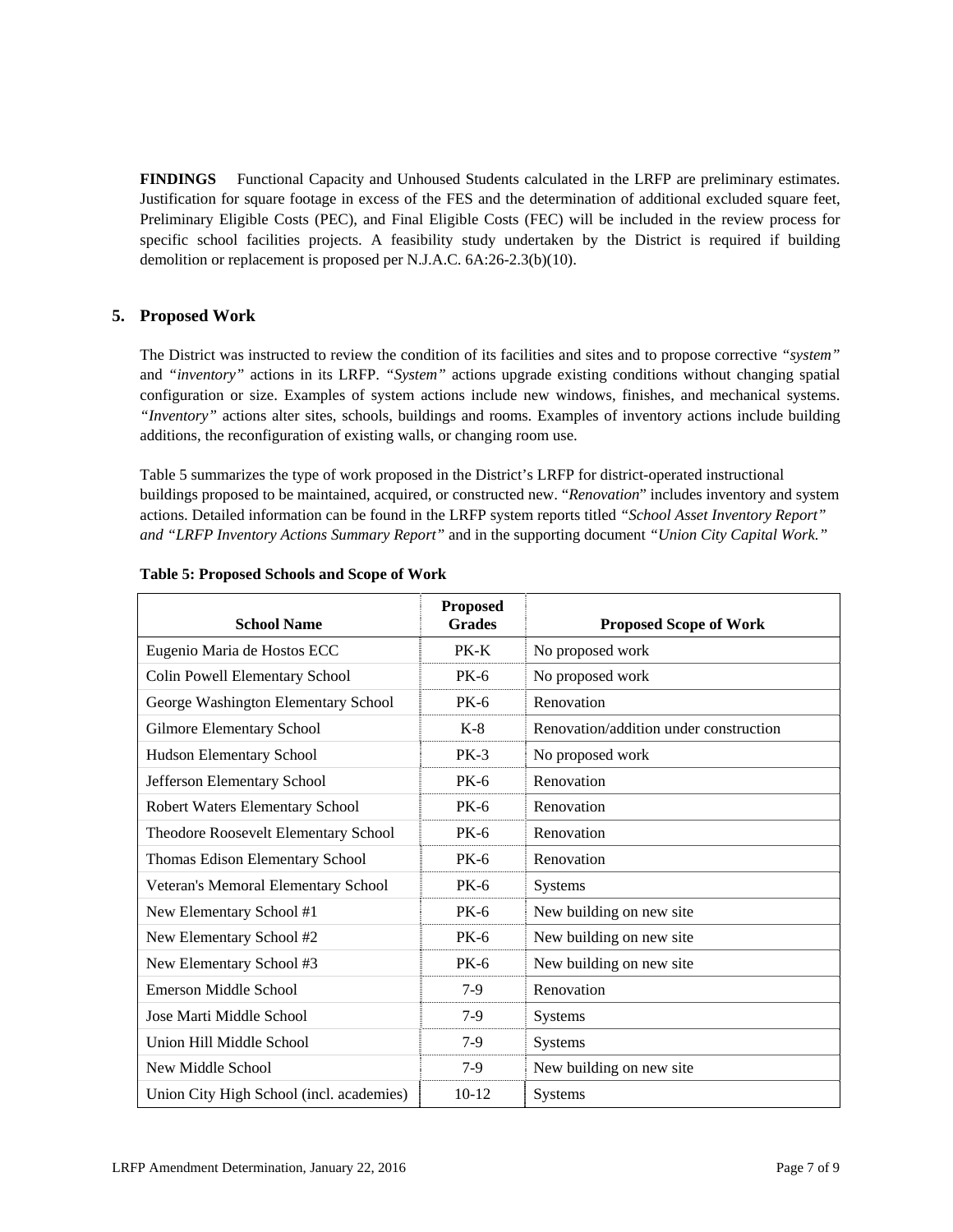**FINDINGS** Functional Capacity and Unhoused Students calculated in the LRFP are preliminary estimates. Justification for square footage in excess of the FES and the determination of additional excluded square feet, Preliminary Eligible Costs (PEC), and Final Eligible Costs (FEC) will be included in the review process for specific school facilities projects. A feasibility study undertaken by the District is required if building demolition or replacement is proposed per N.J.A.C. 6A:26-2.3(b)(10).

## 5. Proposed Work

The District was instructed to review the condition of its facilities and sites and to propose corrective *"system"* and *"inventory"* actions in its LRFP. *"System"* actions upgrade existing conditions without changing spatial configuration or size. Examples of system actions include new windows, finishes, and mechanical systems. *"Inventory"* actions alter sites, schools, buildings and rooms. Examples of inventory actions include building additions, the reconfiguration of existing walls, or changing room use.

Table 5 summarizes the type of work proposed in the District's LRFP for district-operated instructional buildings proposed to be maintained, acquired, or constructed new. "*Renovation*" includes inventory and system actions. Detailed information can be found in the LRFP system reports titled *"School Asset Inventory Report" and "LRFP Inventory Actions Summary Report"* and in the supporting document *"Union City Capital Work."*

**Table 5: Proposed Schools and Scope of Work**

| School Name | Proposed Grades | Proposed Scope of Work |
|---|---|---|
| Eugenio Maria de Hostos ECC | PK-K | No proposed work |
| Colin Powell Elementary School | PK-6 | No proposed work |
| George Washington Elementary School | PK-6 | Renovation |
| Gilmore Elementary School | K-8 | Renovation/addition under construction |
| Hudson Elementary School | PK-3 | No proposed work |
| Jefferson Elementary School | PK-6 | Renovation |
| Robert Waters Elementary School | PK-6 | Renovation |
| Theodore Roosevelt Elementary School | PK-6 | Renovation |
| Thomas Edison Elementary School | PK-6 | Renovation |
| Veteran's Memoral Elementary School | PK-6 | Systems |
| New Elementary School #1 | PK-6 | New building on new site |
| New Elementary School #2 | PK-6 | New building on new site |
| New Elementary School #3 | PK-6 | New building on new site |
| Emerson Middle School | 7-9 | Renovation |
| Jose Marti Middle School | 7-9 | Systems |
| Union Hill Middle School | 7-9 | Systems |
| New Middle School | 7-9 | New building on new site |
| Union City High School (incl. academies) | 10-12 | Systems |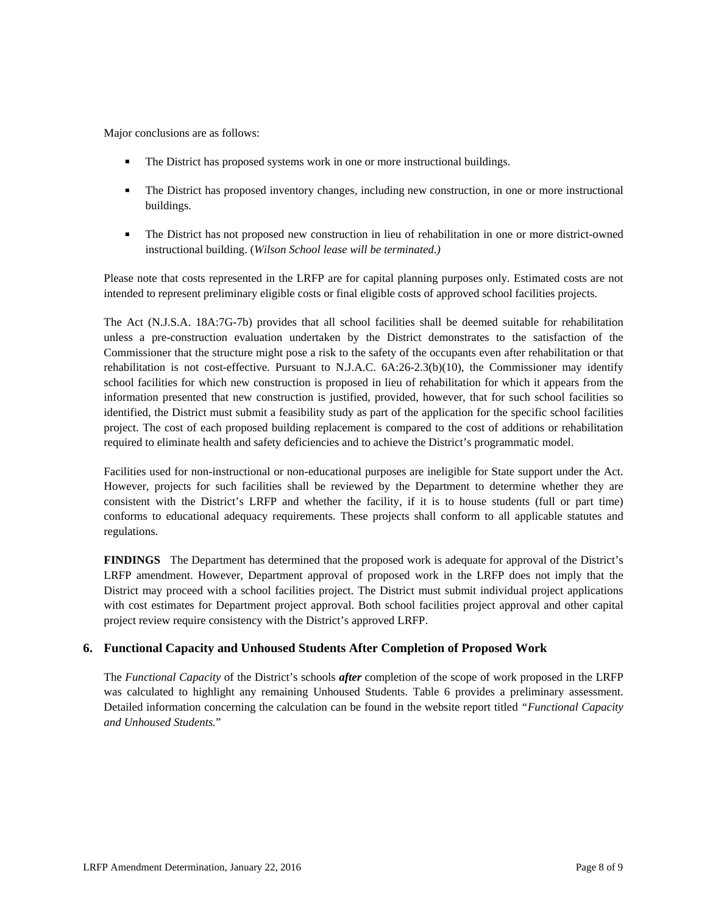Major conclusions are as follows:

- The District has proposed systems work in one or more instructional buildings.
- The District has proposed inventory changes, including new construction, in one or more instructional buildings.
- The District has not proposed new construction in lieu of rehabilitation in one or more district-owned instructional building. (*Wilson School lease will be terminated.)*

Please note that costs represented in the LRFP are for capital planning purposes only. Estimated costs are not intended to represent preliminary eligible costs or final eligible costs of approved school facilities projects.

The Act (N.J.S.A. 18A:7G-7b) provides that all school facilities shall be deemed suitable for rehabilitation unless a pre-construction evaluation undertaken by the District demonstrates to the satisfaction of the Commissioner that the structure might pose a risk to the safety of the occupants even after rehabilitation or that rehabilitation is not cost-effective. Pursuant to N.J.A.C. 6A:26-2.3(b)(10), the Commissioner may identify school facilities for which new construction is proposed in lieu of rehabilitation for which it appears from the information presented that new construction is justified, provided, however, that for such school facilities so identified, the District must submit a feasibility study as part of the application for the specific school facilities project. The cost of each proposed building replacement is compared to the cost of additions or rehabilitation required to eliminate health and safety deficiencies and to achieve the District's programmatic model.

Facilities used for non-instructional or non-educational purposes are ineligible for State support under the Act. However, projects for such facilities shall be reviewed by the Department to determine whether they are consistent with the District's LRFP and whether the facility, if it is to house students (full or part time) conforms to educational adequacy requirements. These projects shall conform to all applicable statutes and regulations.

**FINDINGS** The Department has determined that the proposed work is adequate for approval of the District's LRFP amendment. However, Department approval of proposed work in the LRFP does not imply that the District may proceed with a school facilities project. The District must submit individual project applications with cost estimates for Department project approval. Both school facilities project approval and other capital project review require consistency with the District's approved LRFP.

## 6. Functional Capacity and Unhoused Students After Completion of Proposed Work

The *Functional Capacity* of the District's schools ***after*** completion of the scope of work proposed in the LRFP was calculated to highlight any remaining Unhoused Students. Table 6 provides a preliminary assessment. Detailed information concerning the calculation can be found in the website report titled "*Functional Capacity and Unhoused Students.*"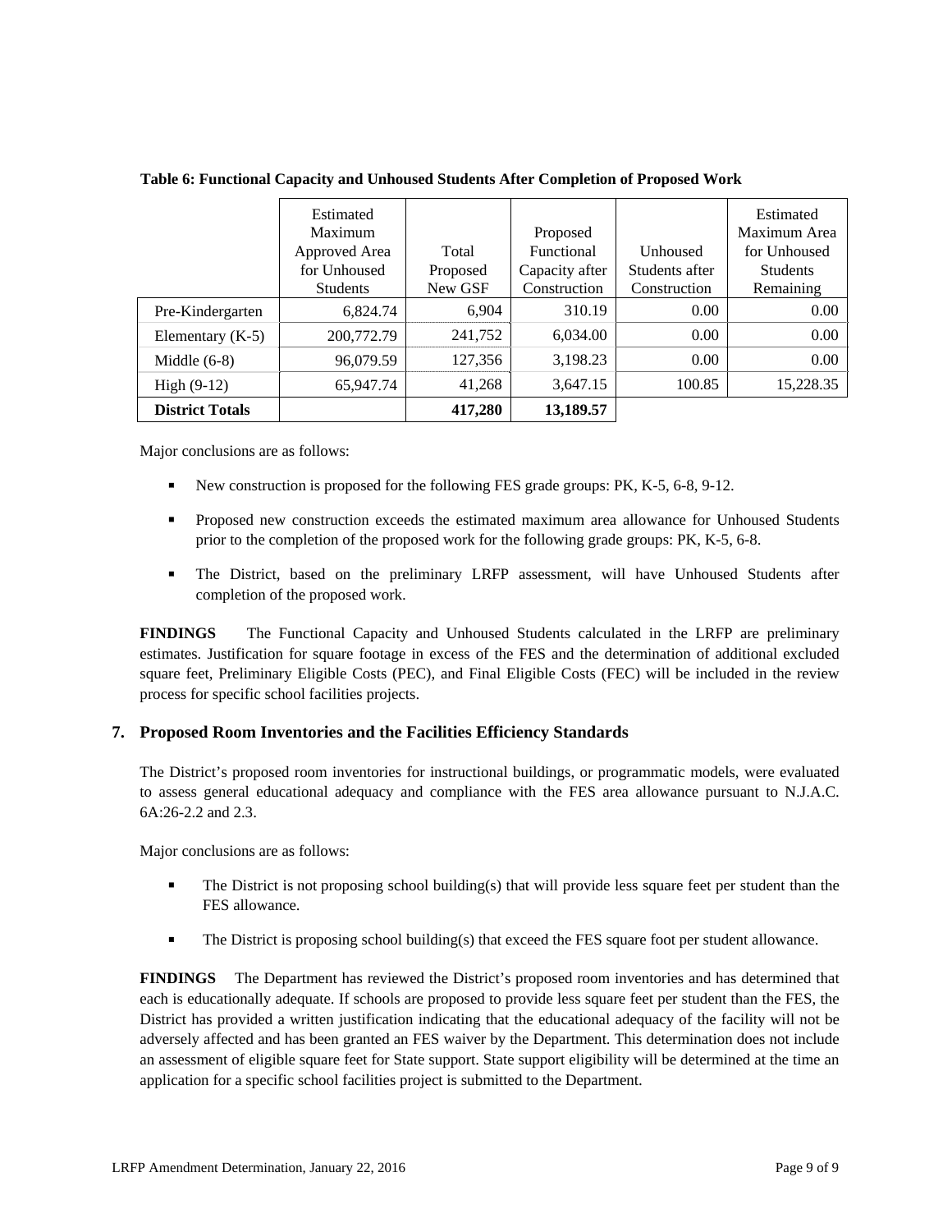**Table 6: Functional Capacity and Unhoused Students After Completion of Proposed Work**

| | Estimated Maximum Approved Area for Unhoused Students | Total Proposed New GSF | Proposed Functional Capacity after Construction | Unhoused Students after Construction | Estimated Maximum Area for Unhoused Students Remaining |
|---|---|---|---|---|---|
| Pre-Kindergarten | 6,824.74 | 6,904 | 310.19 | 0.00 | 0.00 |
| Elementary (K-5) | 200,772.79 | 241,752 | 6,034.00 | 0.00 | 0.00 |
| Middle (6-8) | 96,079.59 | 127,356 | 3,198.23 | 0.00 | 0.00 |
| High (9-12) | 65,947.74 | 41,268 | 3,647.15 | 100.85 | 15,228.35 |
| **District Totals** | | **417,280** | **13,189.57** | | |

Major conclusions are as follows:

- New construction is proposed for the following FES grade groups: PK, K-5, 6-8, 9-12.
- Proposed new construction exceeds the estimated maximum area allowance for Unhoused Students prior to the completion of the proposed work for the following grade groups: PK, K-5, 6-8.
- The District, based on the preliminary LRFP assessment, will have Unhoused Students after completion of the proposed work.

**FINDINGS** The Functional Capacity and Unhoused Students calculated in the LRFP are preliminary estimates. Justification for square footage in excess of the FES and the determination of additional excluded square feet, Preliminary Eligible Costs (PEC), and Final Eligible Costs (FEC) will be included in the review process for specific school facilities projects.

## 7. Proposed Room Inventories and the Facilities Efficiency Standards

The District's proposed room inventories for instructional buildings, or programmatic models, were evaluated to assess general educational adequacy and compliance with the FES area allowance pursuant to N.J.A.C. 6A:26-2.2 and 2.3.

Major conclusions are as follows:

- The District is not proposing school building(s) that will provide less square feet per student than the FES allowance.
- The District is proposing school building(s) that exceed the FES square foot per student allowance.

**FINDINGS** The Department has reviewed the District's proposed room inventories and has determined that each is educationally adequate. If schools are proposed to provide less square feet per student than the FES, the District has provided a written justification indicating that the educational adequacy of the facility will not be adversely affected and has been granted an FES waiver by the Department. This determination does not include an assessment of eligible square feet for State support. State support eligibility will be determined at the time an application for a specific school facilities project is submitted to the Department.